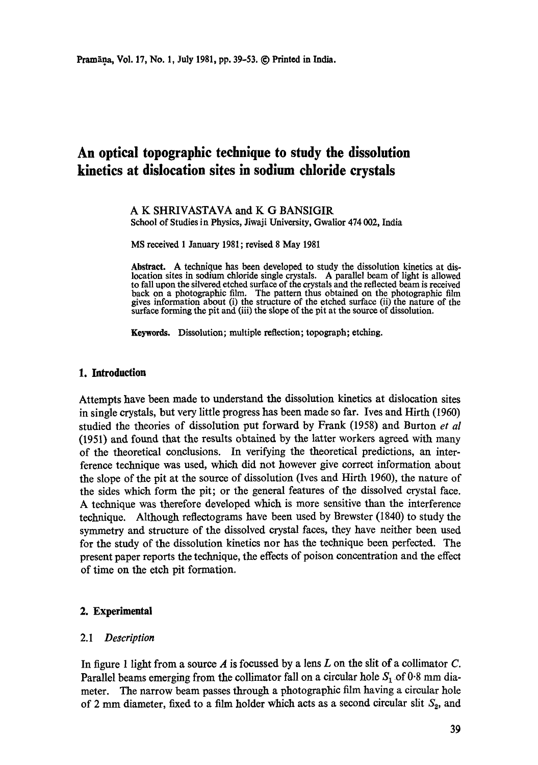# An optical topographic technique to study the dissolution kinetics at dislocation sites in sodium chloride crystals

A K SHRIVASTAVA and K G BANSIGIR

School of Studies in Physics, Jiwaji University, Gwalior 474 002, India

MS received 1 January 1981; revised 8 May 1981

**Abstract.** A technique has been developed to study the dissolution kinetics at dislocation sites in sodium chloride single crystals. A parallel beam of light is allowed to fall upon the silvered etched surface of the crystals and the reflected beam is received back on a photographic film. The pattern thus obtained on the photographic film gives information about (i) the structure of the etched surface (ii) the nature of the surface forming the pit and (iii) the slope of the pit at the source of dissolution.

**Keywords.** Dissolution; multiple reflection; topograph; etching.

## 1. Introduction

Attempts have been made to understand the dissolution kinetics at dislocation sites in single crystals, but very little progress has been made so far. Ives and Hirth (1960) studied the theories of dissolution put forward by Frank (1958) and Burton *et al* (1951) and found that the results obtained by the latter workers agreed with many of the theoretical conclusions. In verifying the theoretical predictions, an interference technique was used, which did not however give correct information about the slope of the pit at the source of dissolution (Ives and Hirth 1960), the nature of the sides which form the pit; or the general features of the dissolved crystal face. A technique was therefore developed which is more sensitive than the interference technique. Although reflectograms have been used by Brewster (1840) to study the symmetry and structure of the dissolved crystal faces, they have neither been used for the study of the dissolution kinetics nor has the technique been perfected. The present paper reports the technique, the effects of poison concentration and the effect of time on the etch pit formation.

## 2. Experimental

### 2.1 *Description*

In figure 1 light from a source $A$ is focussed by a lens $L$ on the slit of a collimator $C$. Parallel beams emerging from the collimator fall on a circular hole $S_1$ of 0·8 mm diameter. The narrow beam passes through a photographic film having a circular hole of 2 mm diameter, fixed to a film holder which acts as a second circular slit $S_2$, and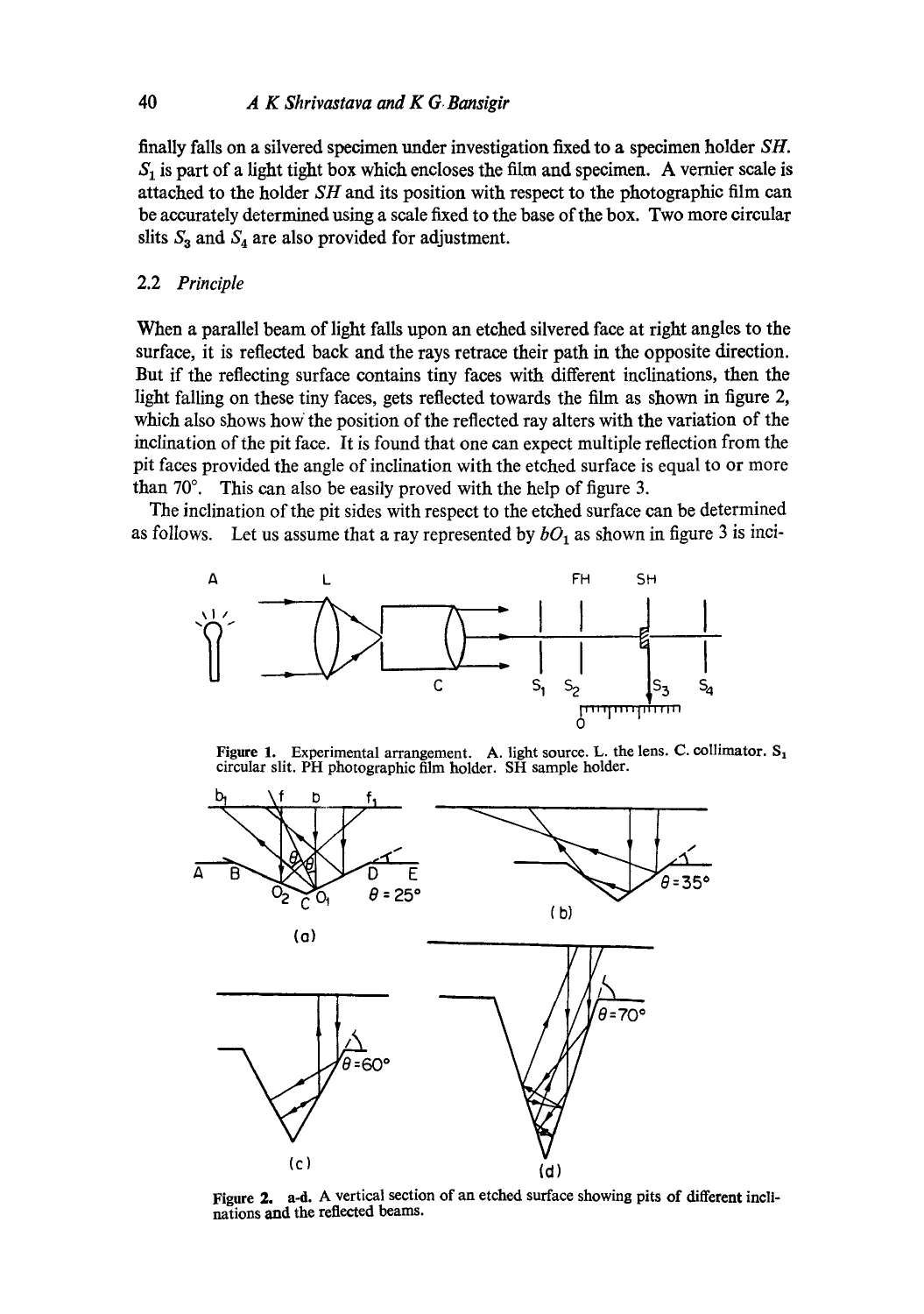finally falls on a silvered specimen under investigation fixed to a specimen holder *SH*. $S_1$ is part of a light tight box which encloses the film and specimen. A vernier scale is attached to the holder *SH* and its position with respect to the photographic film can be accurately determined using a scale fixed to the base of the box. Two more circular slits $S_3$ and $S_4$ are also provided for adjustment.

### 2.2 *Principle*

When a parallel beam of light falls upon an etched silvered face at right angles to the surface, it is reflected back and the rays retrace their path in the opposite direction. But if the reflecting surface contains tiny faces with different inclinations, then the light falling on these tiny faces, gets reflected towards the film as shown in figure 2, which also shows how the position of the reflected ray alters with the variation of the inclination of the pit face. It is found that one can expect multiple reflection from the pit faces provided the angle of inclination with the etched surface is equal to or more than 70°. This can also be easily proved with the help of figure 3.

The inclination of the pit sides with respect to the etched surface can be determined as follows. Let us assume that a ray represented by $bO_1$ as shown in figure 3 is inci-

**Figure 1.** Experimental arrangement. A. light source. L. the lens. C. collimator. $S_1$ circular slit. PH photographic film holder. SH sample holder.

**Figure 2.** a-d. A vertical section of an etched surface showing pits of different inclinations and the reflected beams.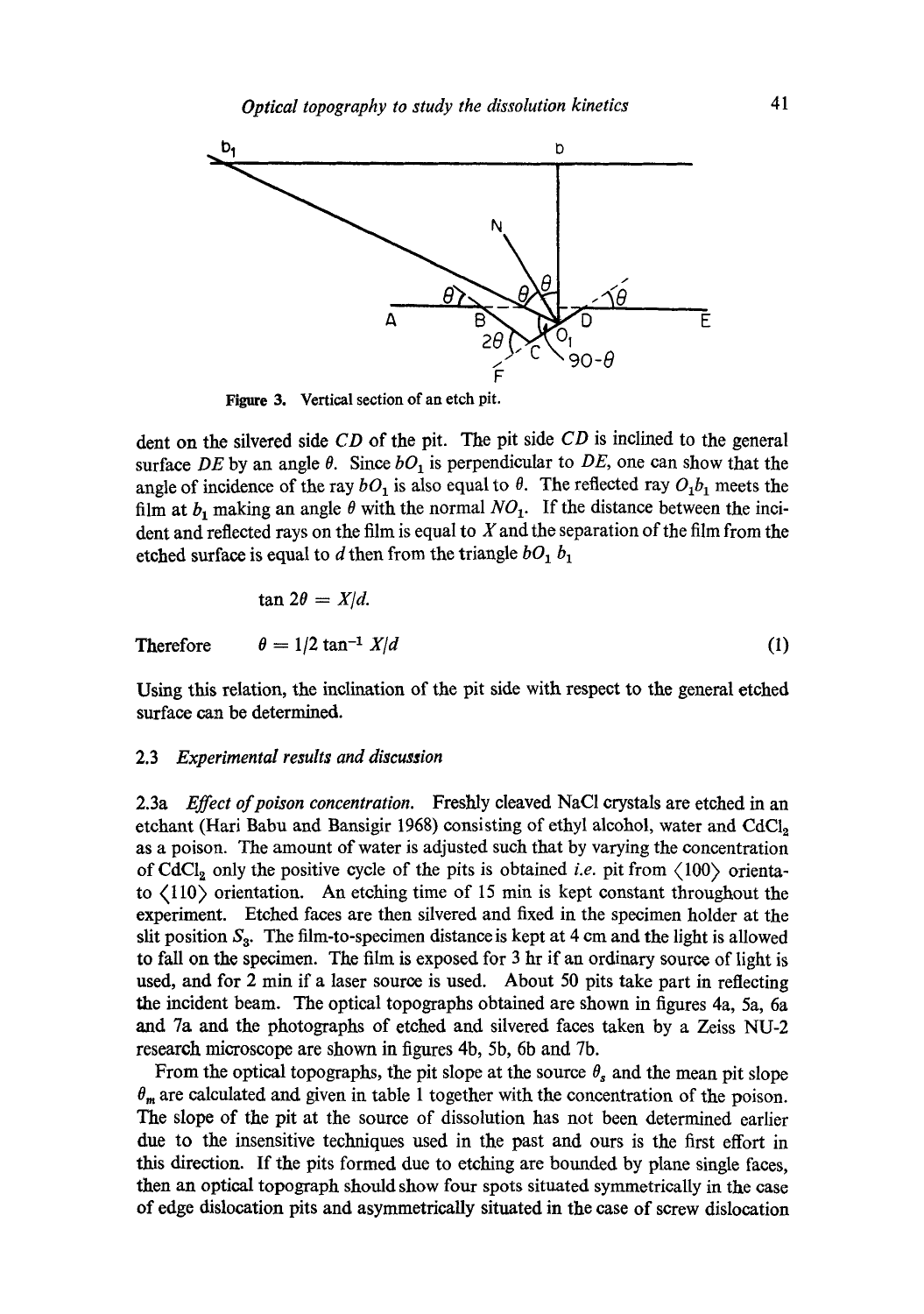Figure 3. Vertical section of an etch pit.

dent on the silvered side $CD$ of the pit. The pit side $CD$ is inclined to the general surface $DE$ by an angle $\theta$. Since $bO_1$ is perpendicular to $DE$, one can show that the angle of incidence of the ray $bO_1$ is also equal to $\theta$. The reflected ray $O_1b_1$ meets the film at $b_1$ making an angle $\theta$ with the normal $NO_1$. If the distance between the incident and reflected rays on the film is equal to $X$ and the separation of the film from the etched surface is equal to $d$ then from the triangle $bO_1\, b_1$

$$\tan 2\theta = X/d.$$

Therefore $$\theta = 1/2 \tan^{-1} X/d \tag{1}$$

Using this relation, the inclination of the pit side with respect to the general etched surface can be determined.

### 2.3 *Experimental results and discussion*

2.3a *Effect of poison concentration.* Freshly cleaved NaCl crystals are etched in an etchant (Hari Babu and Bansigir 1968) consisting of ethyl alcohol, water and $CdCl_2$ as a poison. The amount of water is adjusted such that by varying the concentration of $CdCl_2$ only the positive cycle of the pits is obtained *i.e.* pit from $\langle 100 \rangle$ orientato $\langle 110 \rangle$ orientation. An etching time of 15 min is kept constant throughout the experiment. Etched faces are then silvered and fixed in the specimen holder at the slit position $S_3$. The film-to-specimen distance is kept at 4 cm and the light is allowed to fall on the specimen. The film is exposed for 3 hr if an ordinary source of light is used, and for 2 min if a laser source is used. About 50 pits take part in reflecting the incident beam. The optical topographs obtained are shown in figures 4a, 5a, 6a and 7a and the photographs of etched and silvered faces taken by a Zeiss NU-2 research microscope are shown in figures 4b, 5b, 6b and 7b.

From the optical topographs, the pit slope at the source $\theta_s$ and the mean pit slope $\theta_m$ are calculated and given in table 1 together with the concentration of the poison. The slope of the pit at the source of dissolution has not been determined earlier due to the insensitive techniques used in the past and ours is the first effort in this direction. If the pits formed due to etching are bounded by plane single faces, then an optical topograph should show four spots situated symmetrically in the case of edge dislocation pits and asymmetrically situated in the case of screw dislocation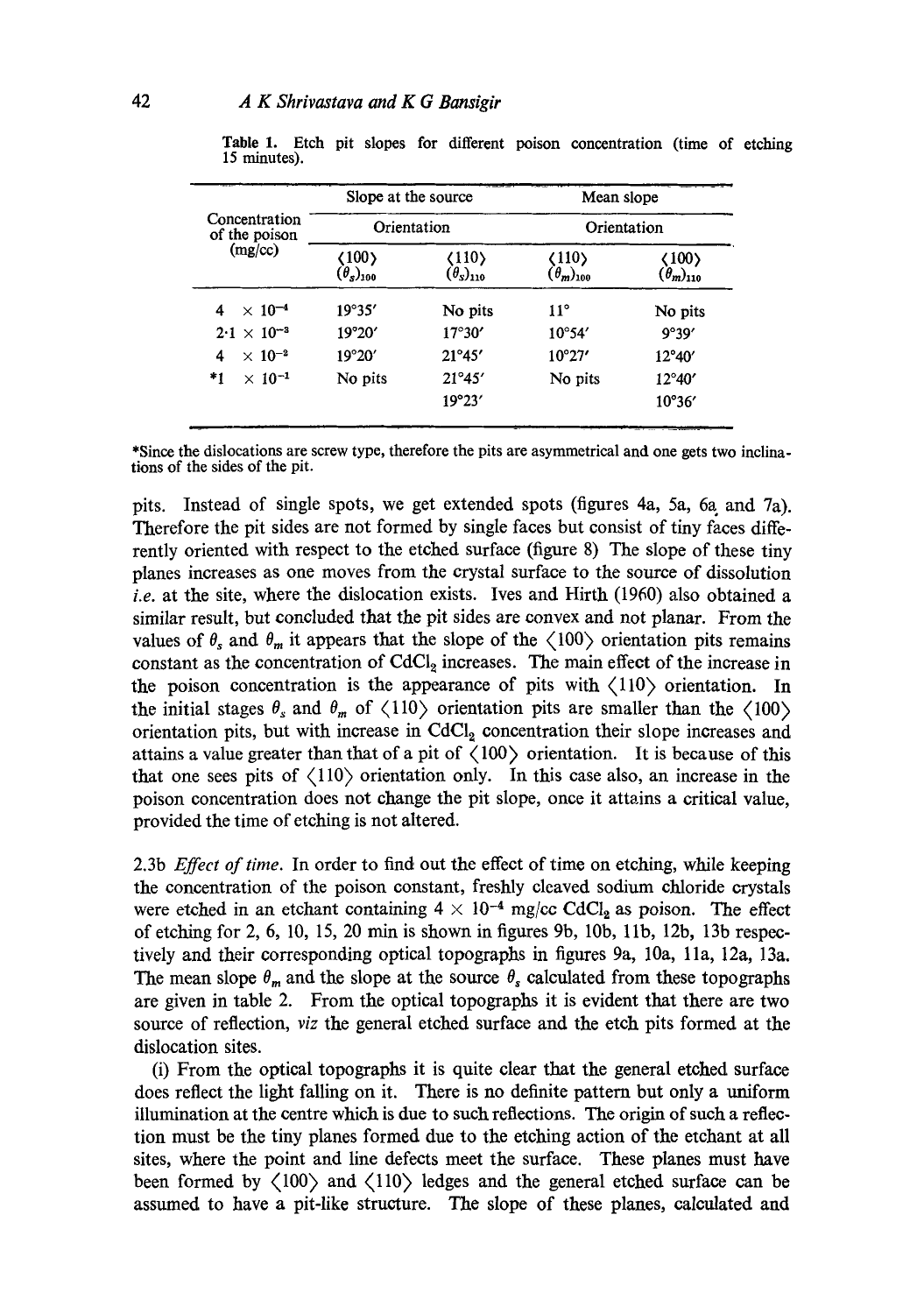**Table 1.** Etch pit slopes for different poison concentration (time of etching 15 minutes).

| Concentration of the poison (mg/cc) | Slope at the source | | Mean slope | |
|---|---|---|---|---|
| | Orientation | | Orientation | |
| | ⟨100⟩ $(\theta_s)_{100}$ | ⟨110⟩ $(\theta_s)_{110}$ | ⟨110⟩ $(\theta_m)_{100}$ | ⟨100⟩ $(\theta_m)_{110}$ |
| $4 \times 10^{-4}$ | 19°35′ | No pits | 11° | No pits |
| $2{\cdot}1 \times 10^{-3}$ | 19°20′ | 17°30′ | 10°54′ | 9°39′ |
| $4 \times 10^{-2}$ | 19°20′ | 21°45′ | 10°27′ | 12°40′ |
| *$1 \times 10^{-1}$ | No pits | 21°45′ | No pits | 12°40′ |
| | | 19°23′ | | 10°36′ |

*Since the dislocations are screw type, therefore the pits are asymmetrical and one gets two inclinations of the sides of the pit.

pits. Instead of single spots, we get extended spots (figures 4a, 5a, 6a and 7a). Therefore the pit sides are not formed by single faces but consist of tiny faces differently oriented with respect to the etched surface (figure 8) The slope of these tiny planes increases as one moves from the crystal surface to the source of dissolution *i.e.* at the site, where the dislocation exists. Ives and Hirth (1960) also obtained a similar result, but concluded that the pit sides are convex and not planar. From the values of $\theta_s$ and $\theta_m$ it appears that the slope of the ⟨100⟩ orientation pits remains constant as the concentration of $CdCl_2$ increases. The main effect of the increase in the poison concentration is the appearance of pits with ⟨110⟩ orientation. In the initial stages $\theta_s$ and $\theta_m$ of ⟨110⟩ orientation pits are smaller than the ⟨100⟩ orientation pits, but with increase in $CdCl_2$ concentration their slope increases and attains a value greater than that of a pit of ⟨100⟩ orientation. It is because of this that one sees pits of ⟨110⟩ orientation only. In this case also, an increase in the poison concentration does not change the pit slope, once it attains a critical value, provided the time of etching is not altered.

2.3b *Effect of time.* In order to find out the effect of time on etching, while keeping the concentration of the poison constant, freshly cleaved sodium chloride crystals were etched in an etchant containing $4 \times 10^{-4}$ mg/cc $CdCl_2$ as poison. The effect of etching for 2, 6, 10, 15, 20 min is shown in figures 9b, 10b, 11b, 12b, 13b respectively and their corresponding optical topographs in figures 9a, 10a, 11a, 12a, 13a. The mean slope $\theta_m$ and the slope at the source $\theta_s$ calculated from these topographs are given in table 2. From the optical topographs it is evident that there are two source of reflection, *viz* the general etched surface and the etch pits formed at the dislocation sites.

(i) From the optical topographs it is quite clear that the general etched surface does reflect the light falling on it. There is no definite pattern but only a uniform illumination at the centre which is due to such reflections. The origin of such a reflection must be the tiny planes formed due to the etching action of the etchant at all sites, where the point and line defects meet the surface. These planes must have been formed by ⟨100⟩ and ⟨110⟩ ledges and the general etched surface can be assumed to have a pit-like structure. The slope of these planes, calculated and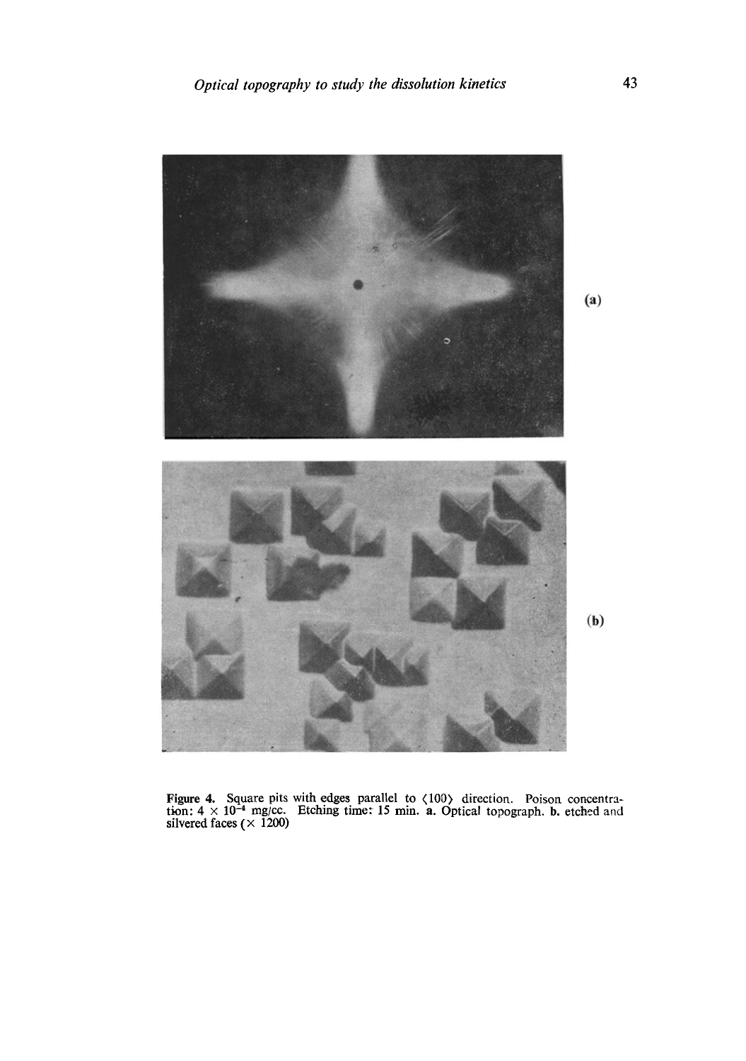(a)

(b)

Figure 4. Square pits with edges parallel to ⟨100⟩ direction. Poison concentration: $4 \times 10^{-4}$ mg/cc. Etching time: 15 min. **a.** Optical topograph. **b.** etched and silvered faces ($\times$ 1200)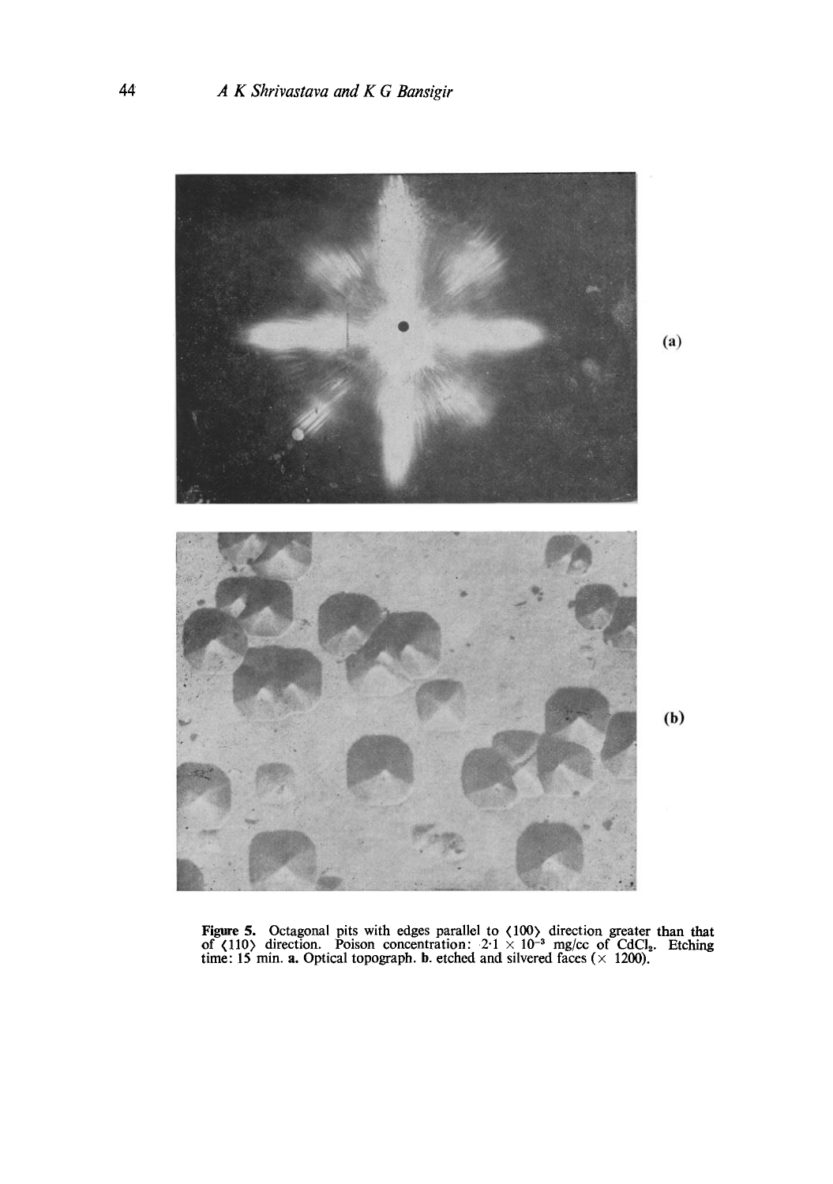(a)

(b)

**Figure 5.** Octagonal pits with edges parallel to ⟨100⟩ direction greater than that of ⟨110⟩ direction. Poison concentration: $2 \cdot 1 \times 10^{-3}$ mg/cc of $CdCl_2$. Etching time: 15 min. **a.** Optical topograph. **b.** etched and silvered faces (× 1200).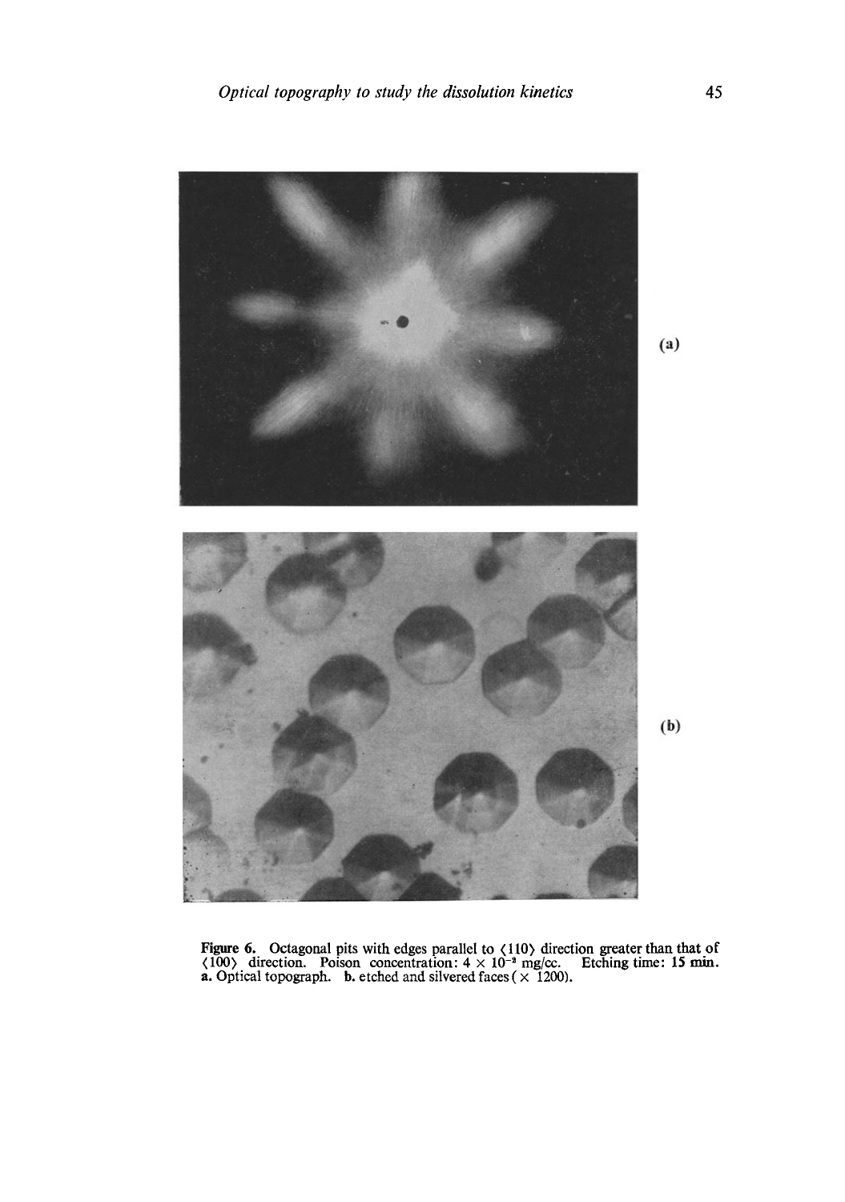(a)

(b)

**Figure 6.** Octagonal pits with edges parallel to ⟨110⟩ direction greater than that of ⟨100⟩ direction. Poison concentration: $4 \times 10^{-2}$ mg/cc. Etching time: **15 min.** **a.** Optical topograph. **b.** etched and silvered faces ($\times$ 1200).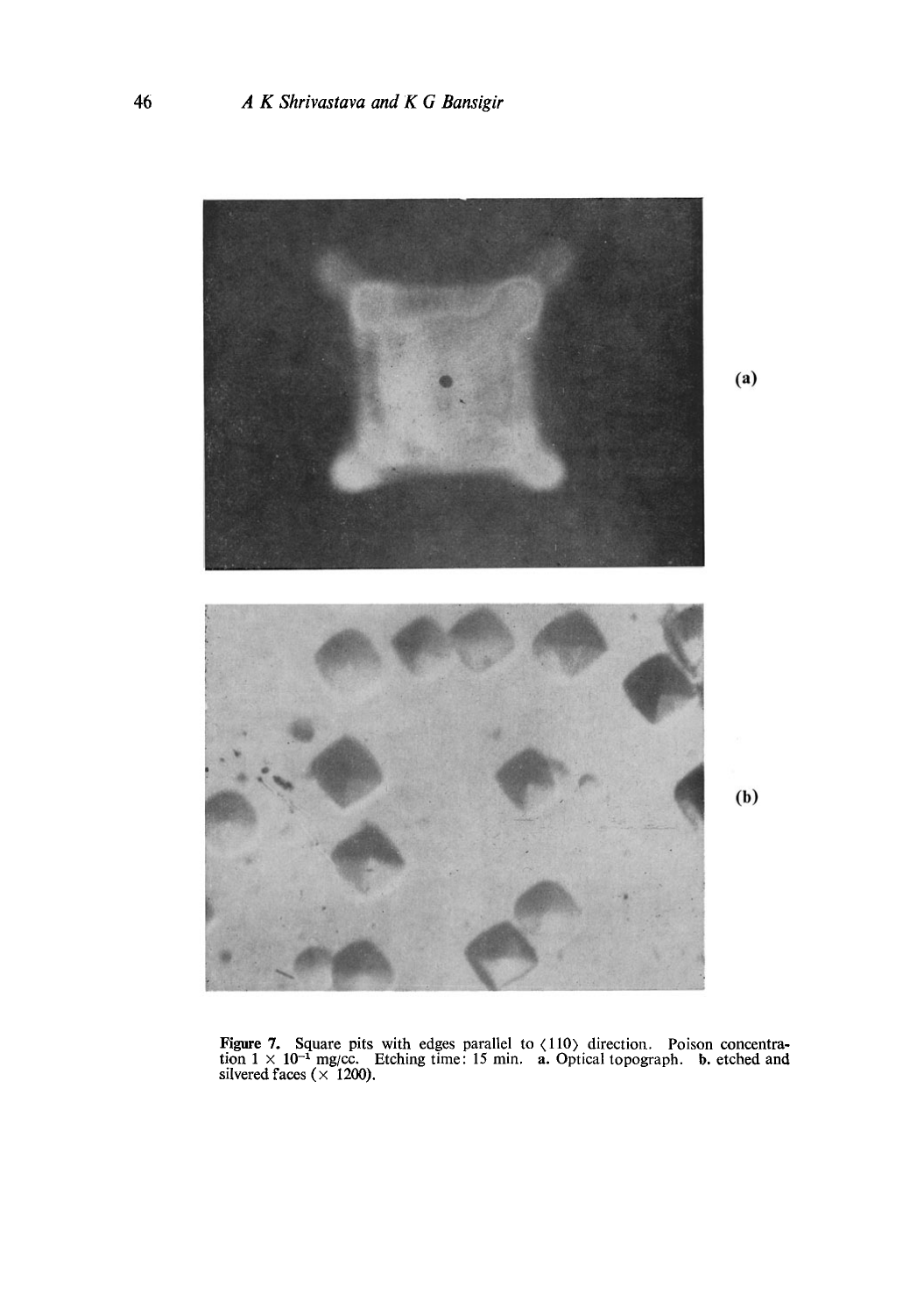(a)

(b)

**Figure 7.** Square pits with edges parallel to ⟨110⟩ direction. Poison concentration $1 \times 10^{-1}$ mg/cc. Etching time: 15 min. **a.** Optical topograph. **b.** etched and silvered faces (× 1200).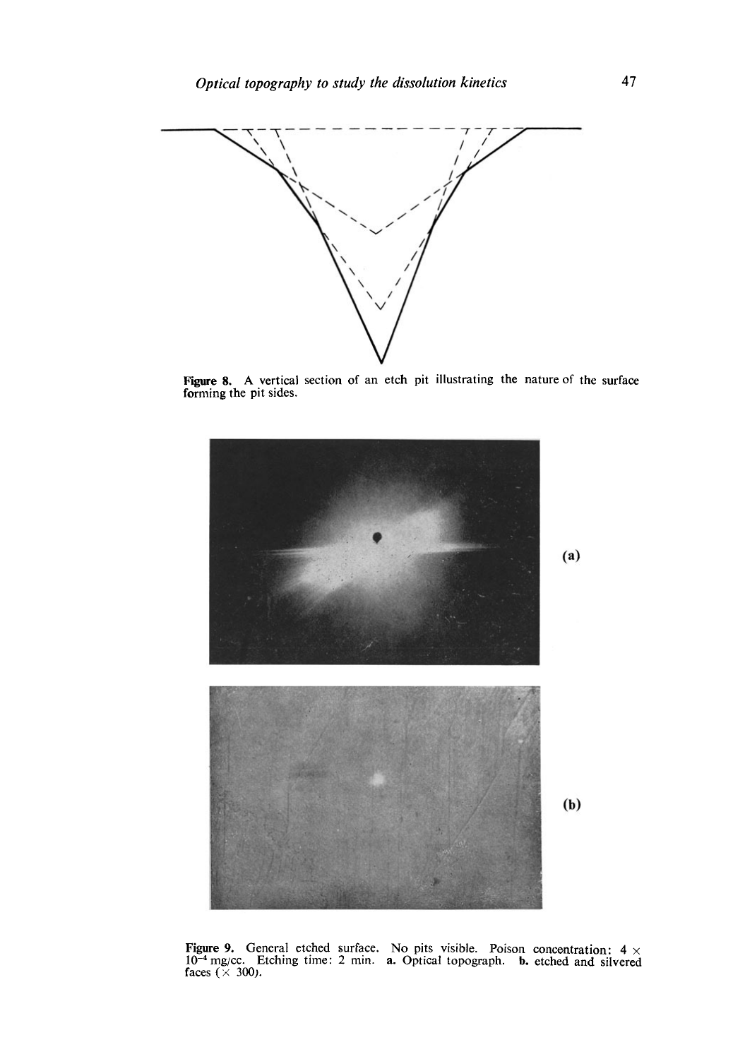**Figure 8.** A vertical section of an etch pit illustrating the nature of the surface forming the pit sides.

(a)

(b)

**Figure 9.** General etched surface. No pits visible. Poison concentration: $4 \times 10^{-4}$ mg/cc. Etching time: 2 min. **a.** Optical topograph. **b.** etched and silvered faces ($\times$ 300).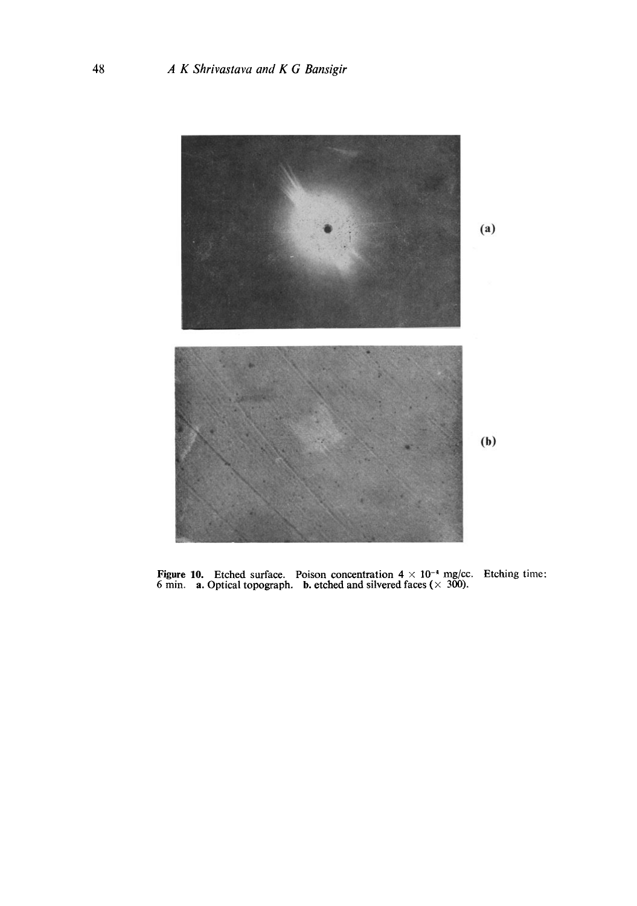(a)

(b)

**Figure 10.** Etched surface. Poison concentration $4 \times 10^{-4}$ mg/cc. Etching time: 6 min. **a.** Optical topograph. **b.** etched and silvered faces ($\times$ 300).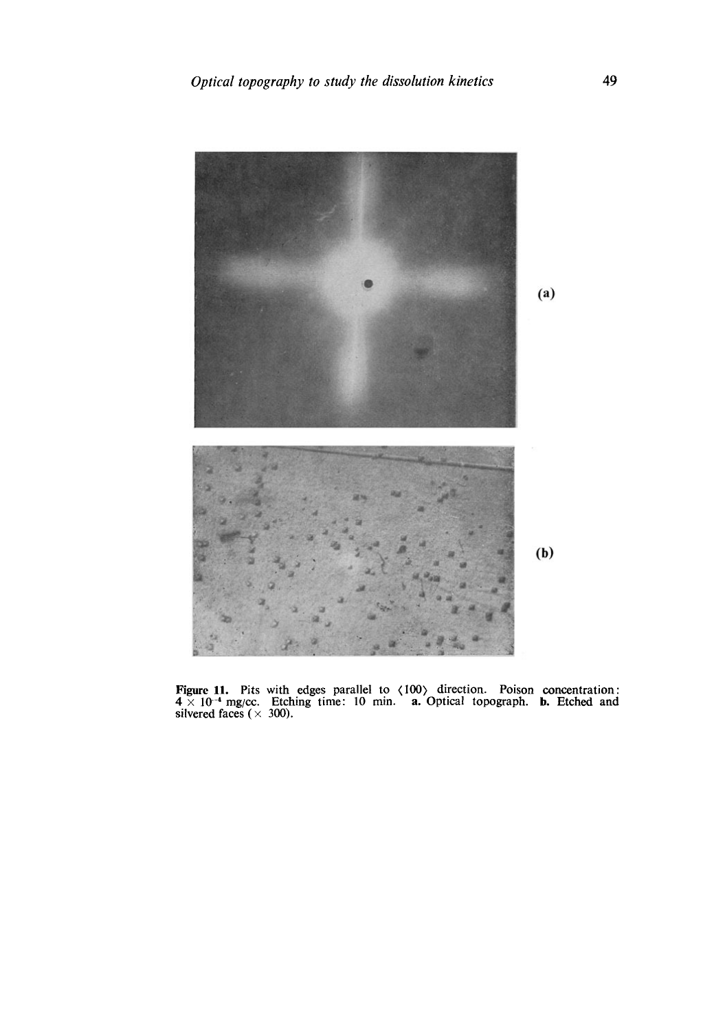(a)

(b)

**Figure 11.** Pits with edges parallel to ⟨100⟩ direction. Poison concentration: $4 \times 10^{-4}$ mg/cc. Etching time: 10 min. **a.** Optical topograph. **b.** Etched and silvered faces (× 300).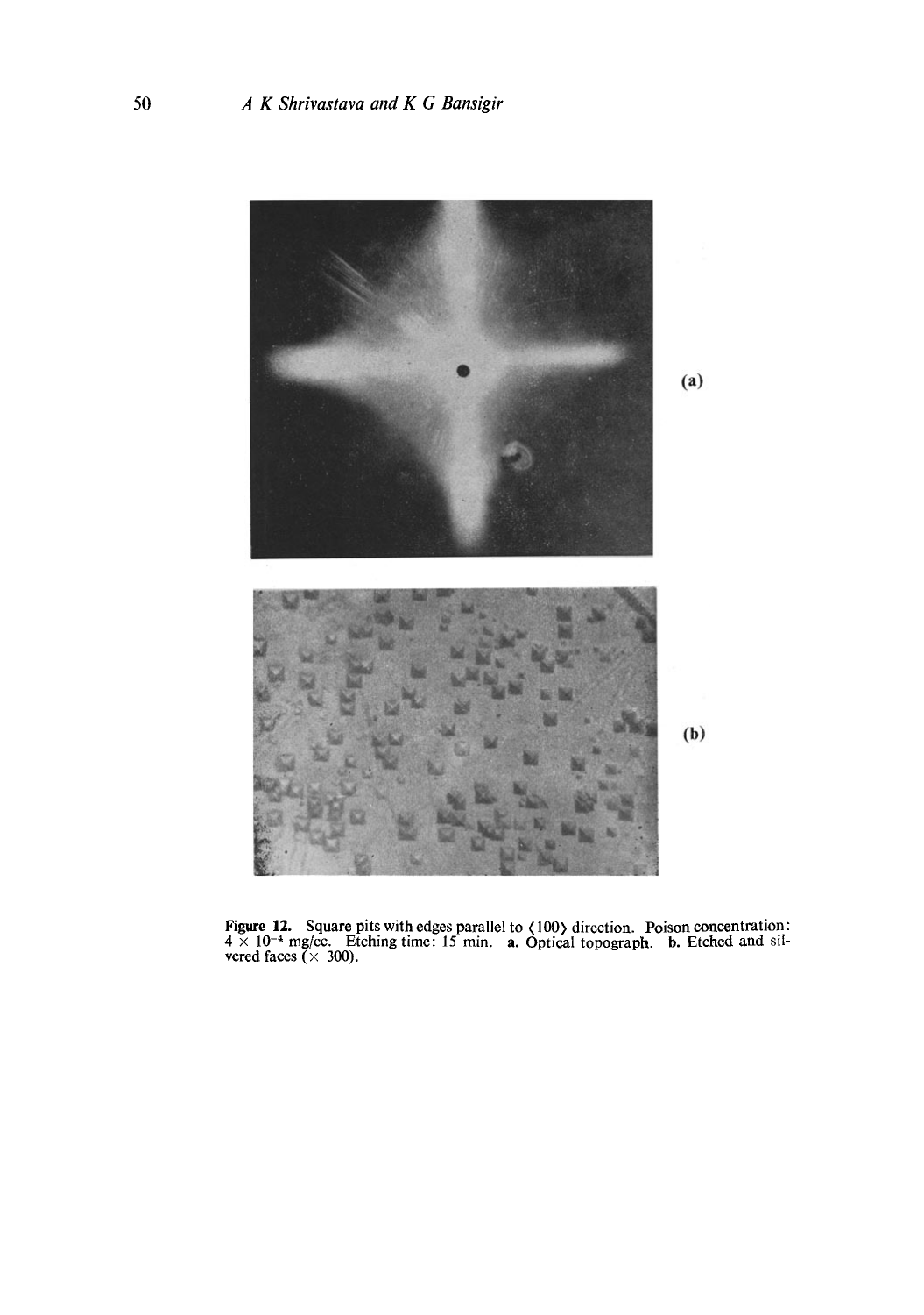**Figure 12.** Square pits with edges parallel to ⟨100⟩ direction. Poison concentration: $4 \times 10^{-4}$ mg/cc. Etching time: 15 min. **a.** Optical topograph. **b.** Etched and silvered faces ($\times$ 300).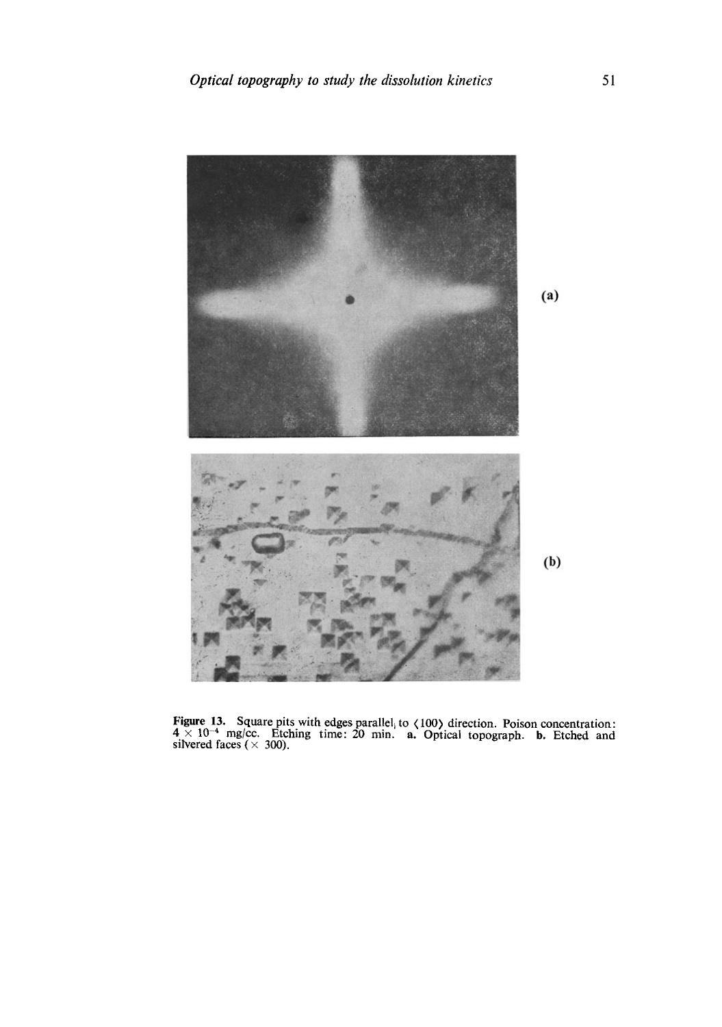(a)

(b)

**Figure 13.** Square pits with edges parallel to ⟨100⟩ direction. Poison concentration: $4 \times 10^{-4}$ mg/cc. Etching time: 20 min. **a.** Optical topograph. **b.** Etched and silvered faces ($\times$ 300).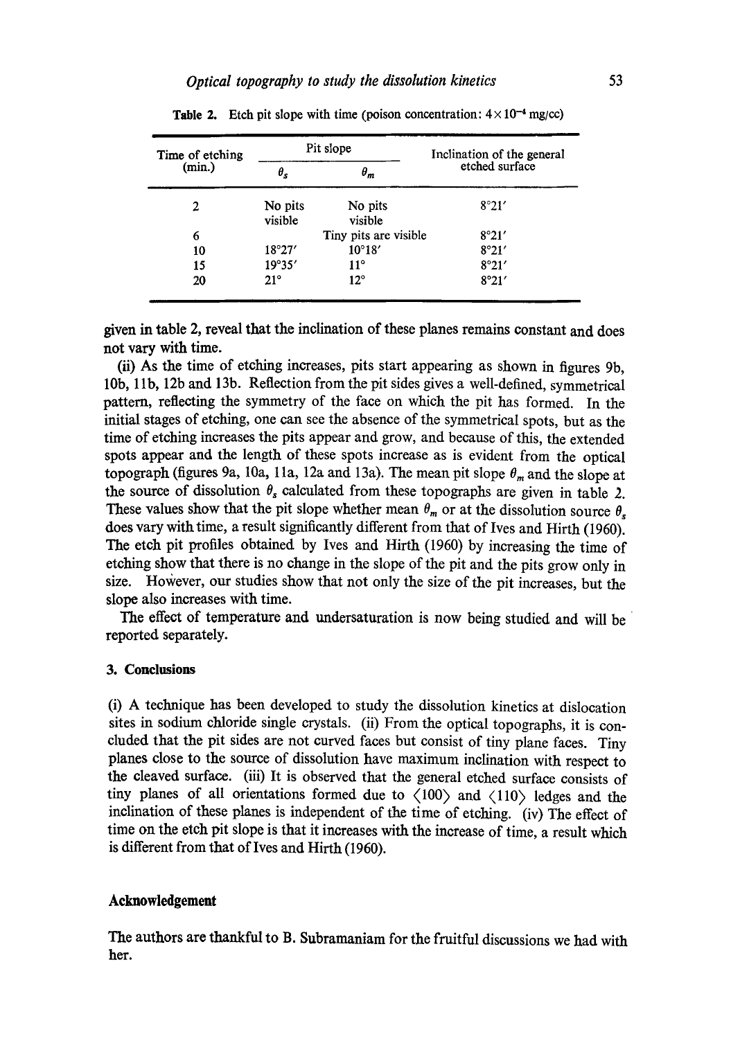**Table 2.** Etch pit slope with time (poison concentration: $4 \times 10^{-4}$ mg/cc)

| Time of etching (min.) | Pit slope | | Inclination of the general etched surface |
|---|---|---|---|
| | $\theta_s$ | $\theta_m$ | |
| 2 | No pits visible | No pits visible | 8°21′ |
| 6 | Tiny pits are visible | | 8°21′ |
| 10 | 18°27′ | 10°18′ | 8°21′ |
| 15 | 19°35′ | 11° | 8°21′ |
| 20 | 21° | 12° | 8°21′ |

given in table 2, reveal that the inclination of these planes remains constant and does not vary with time.

(ii) As the time of etching increases, pits start appearing as shown in figures 9b, 10b, 11b, 12b and 13b. Reflection from the pit sides gives a well-defined, symmetrical pattern, reflecting the symmetry of the face on which the pit has formed. In the initial stages of etching, one can see the absence of the symmetrical spots, but as the time of etching increases the pits appear and grow, and because of this, the extended spots appear and the length of these spots increase as is evident from the optical topograph (figures 9a, 10a, 11a, 12a and 13a). The mean pit slope $\theta_m$ and the slope at the source of dissolution $\theta_s$ calculated from these topographs are given in table 2. These values show that the pit slope whether mean $\theta_m$ or at the dissolution source $\theta_s$ does vary with time, a result significantly different from that of Ives and Hirth (1960). The etch pit profiles obtained by Ives and Hirth (1960) by increasing the time of etching show that there is no change in the slope of the pit and the pits grow only in size. However, our studies show that not only the size of the pit increases, but the slope also increases with time.

The effect of temperature and undersaturation is now being studied and will be reported separately.

## 3. Conclusions

(i) A technique has been developed to study the dissolution kinetics at dislocation sites in sodium chloride single crystals. (ii) From the optical topographs, it is concluded that the pit sides are not curved faces but consist of tiny plane faces. Tiny planes close to the source of dissolution have maximum inclination with respect to the cleaved surface. (iii) It is observed that the general etched surface consists of tiny planes of all orientations formed due to ⟨100⟩ and ⟨110⟩ ledges and the inclination of these planes is independent of the time of etching. (iv) The effect of time on the etch pit slope is that it increases with the increase of time, a result which is different from that of Ives and Hirth (1960).

## Acknowledgement

The authors are thankful to B. Subramaniam for the fruitful discussions we had with her.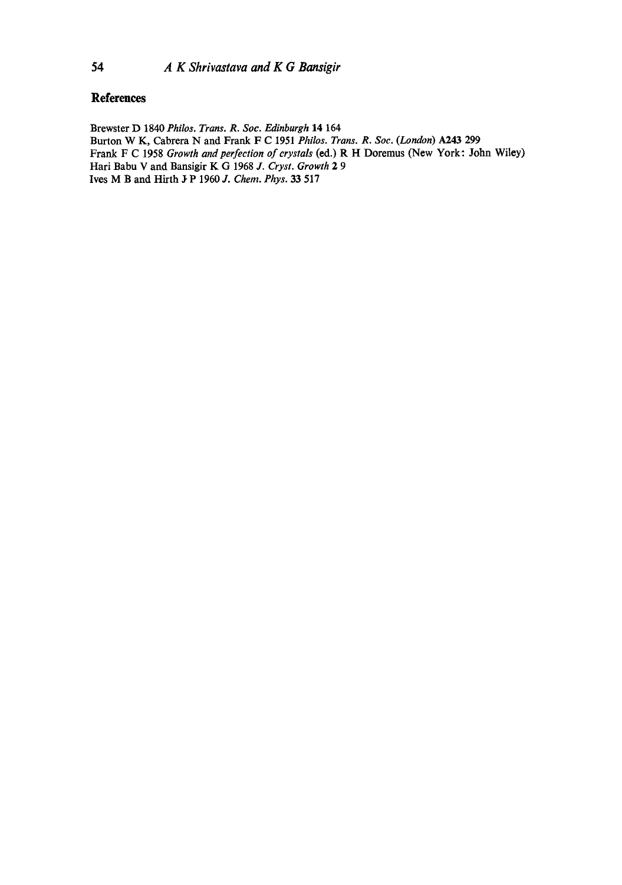## References

Brewster D 1840 *Philos. Trans. R. Soc. Edinburgh* **14** 164

Burton W K, Cabrera N and Frank F C 1951 *Philos. Trans. R. Soc. (London)* **A243** 299

Frank F C 1958 *Growth and perfection of crystals* (ed.) R H Doremus (New York: John Wiley)

Hari Babu V and Bansigir K G 1968 *J. Cryst. Growth* **2** 9

Ives M B and Hirth J P 1960 *J. Chem. Phys.* **33** 517